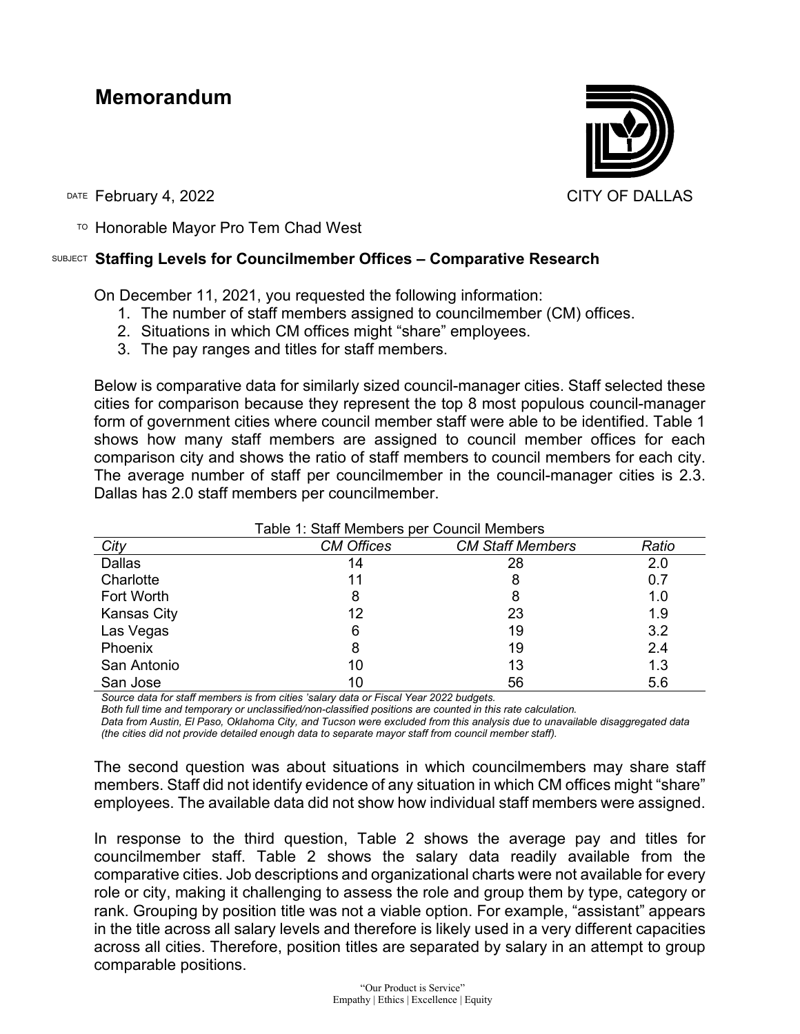# Memorandum

CITY OF DALLAS

DATE February 4, 2022

TO Honorable Mayor Pro Tem Chad West

SUBJECT **Staffing Levels for Councilmember Offices – Comparative Research**

On December 11, 2021, you requested the following information:

1. The number of staff members assigned to councilmember (CM) offices.
2. Situations in which CM offices might "share" employees.
3. The pay ranges and titles for staff members.

Below is comparative data for similarly sized council-manager cities. Staff selected these cities for comparison because they represent the top 8 most populous council-manager form of government cities where council member staff were able to be identified. Table 1 shows how many staff members are assigned to council member offices for each comparison city and shows the ratio of staff members to council members for each city. The average number of staff per councilmember in the council-manager cities is 2.3. Dallas has 2.0 staff members per councilmember.

Table 1: Staff Members per Council Members

| *City* | *CM Offices* | *CM Staff Members* | *Ratio* |
|---|---|---|---|
| Dallas | 14 | 28 | 2.0 |
| Charlotte | 11 | 8 | 0.7 |
| Fort Worth | 8 | 8 | 1.0 |
| Kansas City | 12 | 23 | 1.9 |
| Las Vegas | 6 | 19 | 3.2 |
| Phoenix | 8 | 19 | 2.4 |
| San Antonio | 10 | 13 | 1.3 |
| San Jose | 10 | 56 | 5.6 |

*Source data for staff members is from cities 'salary data or Fiscal Year 2022 budgets.*
*Both full time and temporary or unclassified/non-classified positions are counted in this rate calculation.*
*Data from Austin, El Paso, Oklahoma City, and Tucson were excluded from this analysis due to unavailable disaggregated data (the cities did not provide detailed enough data to separate mayor staff from council member staff).*

The second question was about situations in which councilmembers may share staff members. Staff did not identify evidence of any situation in which CM offices might "share" employees. The available data did not show how individual staff members were assigned.

In response to the third question, Table 2 shows the average pay and titles for councilmember staff. Table 2 shows the salary data readily available from the comparative cities. Job descriptions and organizational charts were not available for every role or city, making it challenging to assess the role and group them by type, category or rank. Grouping by position title was not a viable option. For example, "assistant" appears in the title across all salary levels and therefore is likely used in a very different capacities across all cities. Therefore, position titles are separated by salary in an attempt to group comparable positions.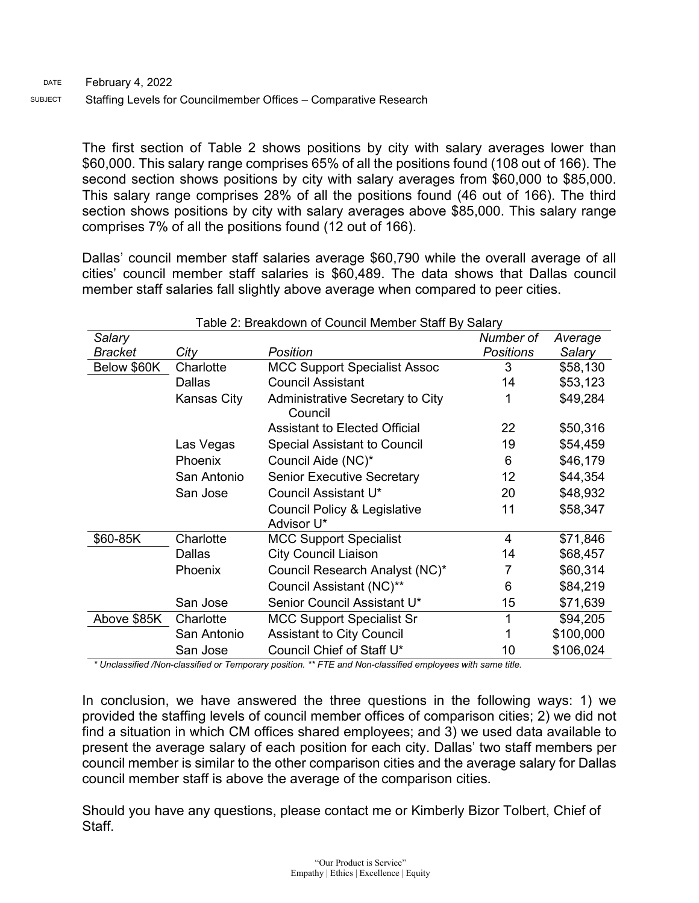The first section of Table 2 shows positions by city with salary averages lower than $60,000. This salary range comprises 65% of all the positions found (108 out of 166). The second section shows positions by city with salary averages from $60,000 to $85,000. This salary range comprises 28% of all the positions found (46 out of 166). The third section shows positions by city with salary averages above $85,000. This salary range comprises 7% of all the positions found (12 out of 166).

Dallas' council member staff salaries average $60,790 while the overall average of all cities' council member staff salaries is $60,489. The data shows that Dallas council member staff salaries fall slightly above average when compared to peer cities.

Table 2: Breakdown of Council Member Staff By Salary

| *Salary Bracket* | *City* | *Position* | *Number of Positions* | *Average Salary* |
|---|---|---|---|---|
| Below $60K | Charlotte | MCC Support Specialist Assoc | 3 | $58,130 |
| | Dallas | Council Assistant | 14 | $53,123 |
| | Kansas City | Administrative Secretary to City Council | 1 | $49,284 |
| | | Assistant to Elected Official | 22 | $50,316 |
| | Las Vegas | Special Assistant to Council | 19 | $54,459 |
| | Phoenix | Council Aide (NC)* | 6 | $46,179 |
| | San Antonio | Senior Executive Secretary | 12 | $44,354 |
| | San Jose | Council Assistant U* | 20 | $48,932 |
| | | Council Policy & Legislative Advisor U* | 11 | $58,347 |
| $60-85K | Charlotte | MCC Support Specialist | 4 | $71,846 |
| | Dallas | City Council Liaison | 14 | $68,457 |
| | Phoenix | Council Research Analyst (NC)* | 7 | $60,314 |
| | | Council Assistant (NC)** | 6 | $84,219 |
| | San Jose | Senior Council Assistant U* | 15 | $71,639 |
| Above $85K | Charlotte | MCC Support Specialist Sr | 1 | $94,205 |
| | San Antonio | Assistant to City Council | 1 | $100,000 |
| | San Jose | Council Chief of Staff U* | 10 | $106,024 |

*\* Unclassified /Non-classified or Temporary position. \*\* FTE and Non-classified employees with same title.*

In conclusion, we have answered the three questions in the following ways: 1) we provided the staffing levels of council member offices of comparison cities; 2) we did not find a situation in which CM offices shared employees; and 3) we used data available to present the average salary of each position for each city. Dallas' two staff members per council member is similar to the other comparison cities and the average salary for Dallas council member staff is above the average of the comparison cities.

Should you have any questions, please contact me or Kimberly Bizor Tolbert, Chief of Staff.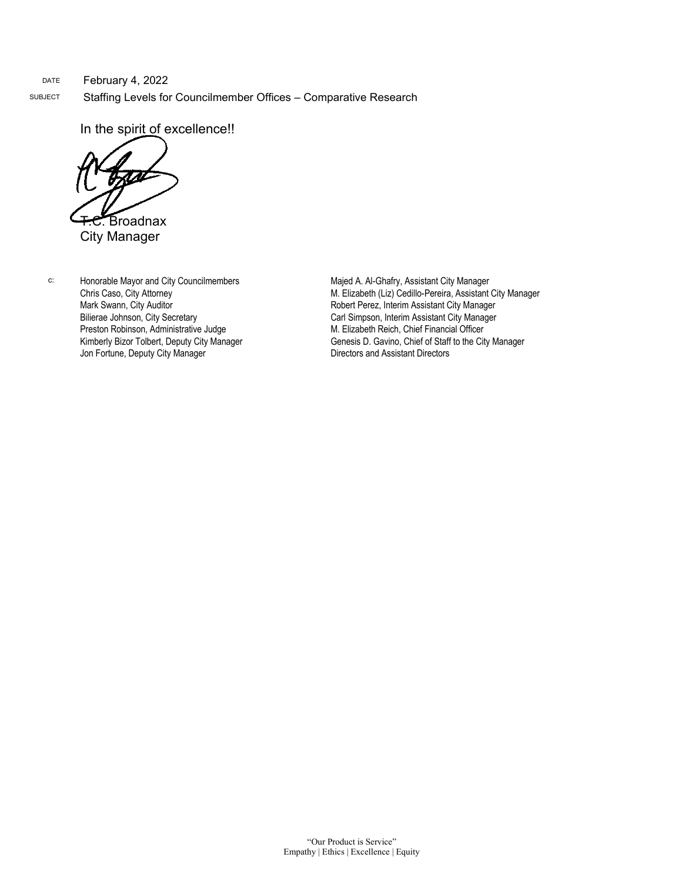DATE February 4, 2022

SUBJECT Staffing Levels for Councilmember Offices – Comparative Research

In the spirit of excellence!!

T.C. Broadnax
City Manager

c: Honorable Mayor and City Councilmembers
Chris Caso, City Attorney
Mark Swann, City Auditor
Bilierae Johnson, City Secretary
Preston Robinson, Administrative Judge
Kimberly Bizor Tolbert, Deputy City Manager
Jon Fortune, Deputy City Manager
Majed A. Al-Ghafry, Assistant City Manager
M. Elizabeth (Liz) Cedillo-Pereira, Assistant City Manager
Robert Perez, Interim Assistant City Manager
Carl Simpson, Interim Assistant City Manager
M. Elizabeth Reich, Chief Financial Officer
Genesis D. Gavino, Chief of Staff to the City Manager
Directors and Assistant Directors

"Our Product is Service"
Empathy | Ethics | Excellence | Equity